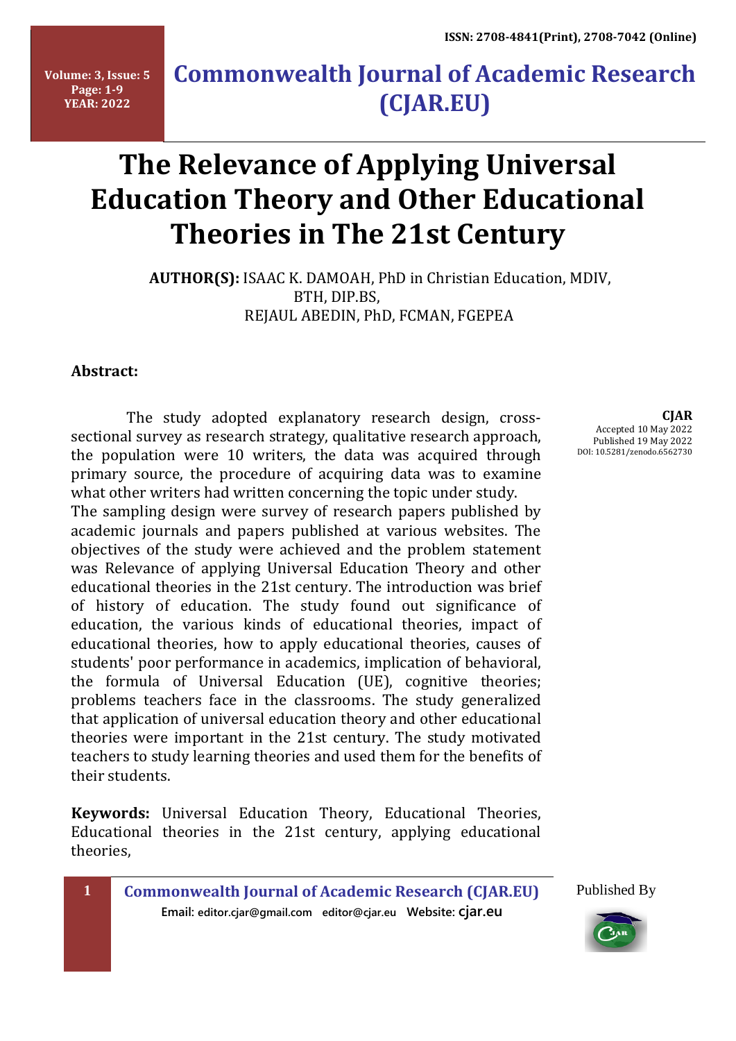# The Relevance of Applying Universal Education Theory and Other Educational Theories in The 21st Century

**AUTHOR(S):** ISAAC K. DAMOAH, PhD in Christian Education, MDIV, BTH, DIP.BS,
REJAUL ABEDIN, PhD, FCMAN, FGEPEA

**CJAR**
Accepted 10 May 2022
Published 19 May 2022
DOI: 10.5281/zenodo.6562730

### Abstract:

The study adopted explanatory research design, cross-sectional survey as research strategy, qualitative research approach, the population were 10 writers, the data was acquired through primary source, the procedure of acquiring data was to examine what other writers had written concerning the topic under study.
The sampling design were survey of research papers published by academic journals and papers published at various websites. The objectives of the study were achieved and the problem statement was Relevance of applying Universal Education Theory and other educational theories in the 21st century. The introduction was brief of history of education. The study found out significance of education, the various kinds of educational theories, impact of educational theories, how to apply educational theories, causes of students' poor performance in academics, implication of behavioral, the formula of Universal Education (UE), cognitive theories; problems teachers face in the classrooms. The study generalized that application of universal education theory and other educational theories were important in the 21st century. The study motivated teachers to study learning theories and used them for the benefits of their students.

**Keywords:** Universal Education Theory, Educational Theories, Educational theories in the 21st century, applying educational theories,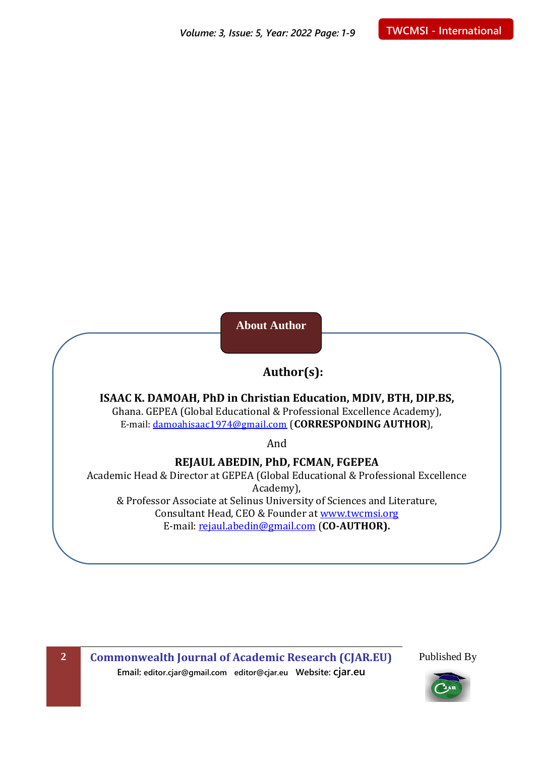## About Author

### Author(s):

**ISAAC K. DAMOAH, PhD in Christian Education, MDIV, BTH, DIP.BS,**
Ghana. GEPEA (Global Educational & Professional Excellence Academy),
E-mail: damoahisaac1974@gmail.com (**CORRESPONDING AUTHOR**),

And

**REJAUL ABEDIN, PhD, FCMAN, FGEPEA**
Academic Head & Director at GEPEA (Global Educational & Professional Excellence Academy),
& Professor Associate at Selinus University of Sciences and Literature,
Consultant Head, CEO & Founder at www.twcmsi.org
E-mail: rejaul.abedin@gmail.com (**CO-AUTHOR).**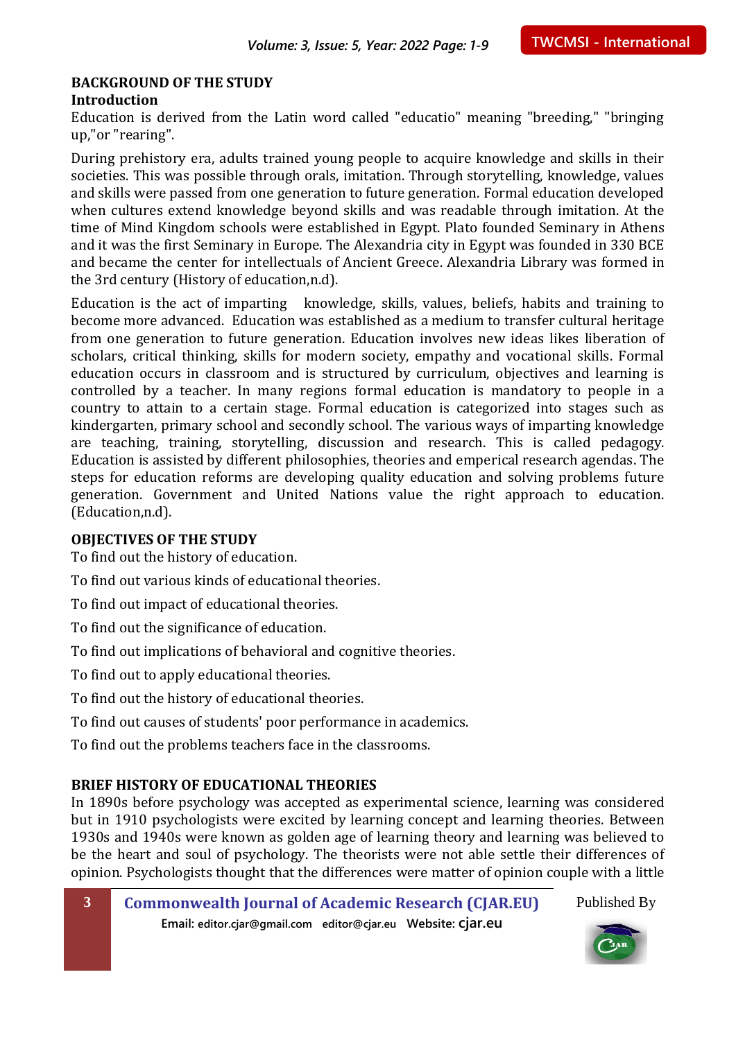## BACKGROUND OF THE STUDY

### Introduction

Education is derived from the Latin word called "educatio" meaning "breeding," "bringing up,"or "rearing".

During prehistory era, adults trained young people to acquire knowledge and skills in their societies. This was possible through orals, imitation. Through storytelling, knowledge, values and skills were passed from one generation to future generation. Formal education developed when cultures extend knowledge beyond skills and was readable through imitation. At the time of Mind Kingdom schools were established in Egypt. Plato founded Seminary in Athens and it was the first Seminary in Europe. The Alexandria city in Egypt was founded in 330 BCE and became the center for intellectuals of Ancient Greece. Alexandria Library was formed in the 3rd century (History of education,n.d).

Education is the act of imparting knowledge, skills, values, beliefs, habits and training to become more advanced. Education was established as a medium to transfer cultural heritage from one generation to future generation. Education involves new ideas likes liberation of scholars, critical thinking, skills for modern society, empathy and vocational skills. Formal education occurs in classroom and is structured by curriculum, objectives and learning is controlled by a teacher. In many regions formal education is mandatory to people in a country to attain to a certain stage. Formal education is categorized into stages such as kindergarten, primary school and secondly school. The various ways of imparting knowledge are teaching, training, storytelling, discussion and research. This is called pedagogy. Education is assisted by different philosophies, theories and emperical research agendas. The steps for education reforms are developing quality education and solving problems future generation. Government and United Nations value the right approach to education. (Education,n.d).

## OBJECTIVES OF THE STUDY

To find out the history of education.

To find out various kinds of educational theories.

To find out impact of educational theories.

To find out the significance of education.

To find out implications of behavioral and cognitive theories.

To find out to apply educational theories.

To find out the history of educational theories.

To find out causes of students' poor performance in academics.

To find out the problems teachers face in the classrooms.

## BRIEF HISTORY OF EDUCATIONAL THEORIES

In 1890s before psychology was accepted as experimental science, learning was considered but in 1910 psychologists were excited by learning concept and learning theories. Between 1930s and 1940s were known as golden age of learning theory and learning was believed to be the heart and soul of psychology. The theorists were not able settle their differences of opinion. Psychologists thought that the differences were matter of opinion couple with a little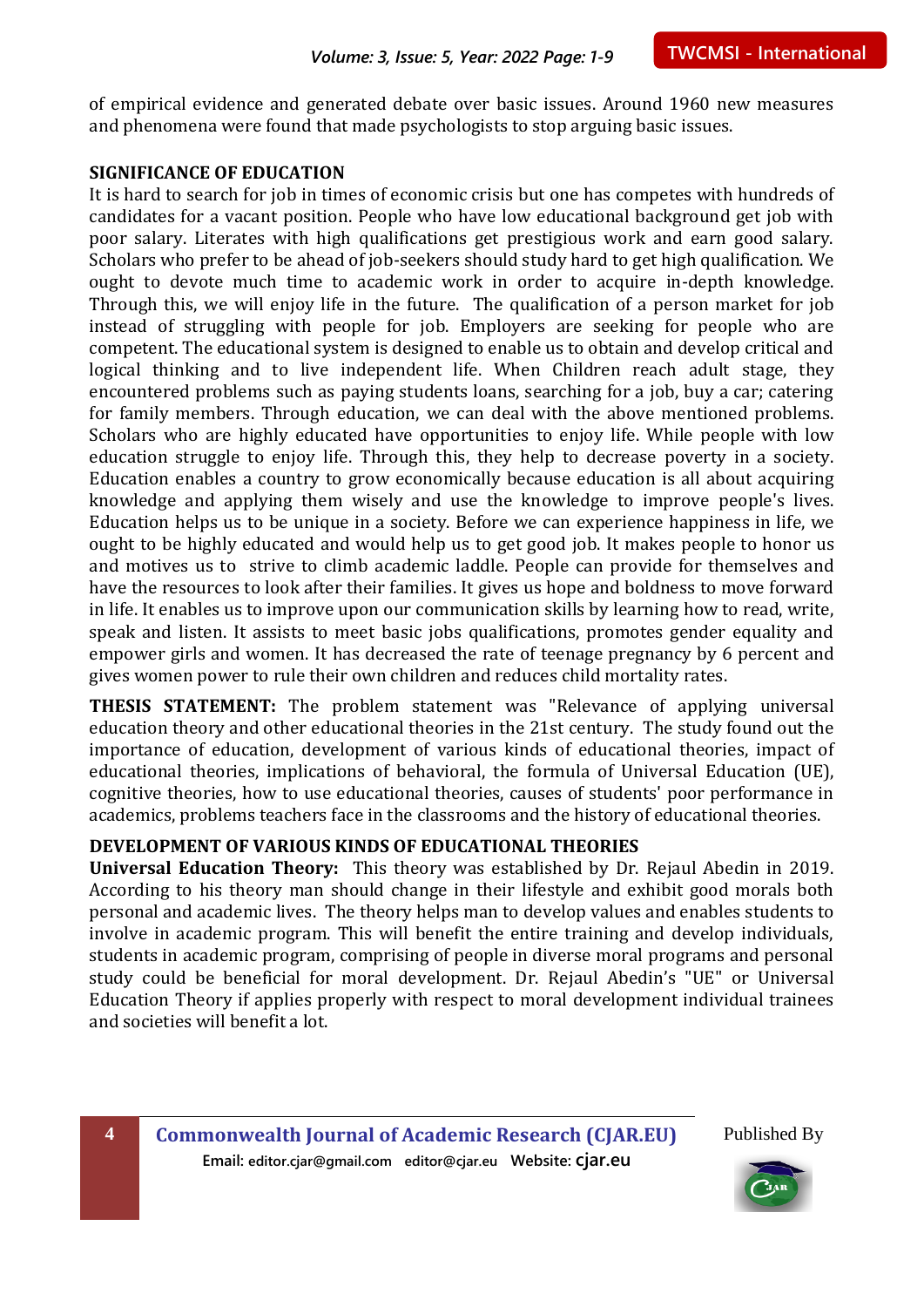of empirical evidence and generated debate over basic issues. Around 1960 new measures and phenomena were found that made psychologists to stop arguing basic issues.

## SIGNIFICANCE OF EDUCATION

It is hard to search for job in times of economic crisis but one has competes with hundreds of candidates for a vacant position. People who have low educational background get job with poor salary. Literates with high qualifications get prestigious work and earn good salary. Scholars who prefer to be ahead of job-seekers should study hard to get high qualification. We ought to devote much time to academic work in order to acquire in-depth knowledge. Through this, we will enjoy life in the future. The qualification of a person market for job instead of struggling with people for job. Employers are seeking for people who are competent. The educational system is designed to enable us to obtain and develop critical and logical thinking and to live independent life. When Children reach adult stage, they encountered problems such as paying students loans, searching for a job, buy a car; catering for family members. Through education, we can deal with the above mentioned problems. Scholars who are highly educated have opportunities to enjoy life. While people with low education struggle to enjoy life. Through this, they help to decrease poverty in a society. Education enables a country to grow economically because education is all about acquiring knowledge and applying them wisely and use the knowledge to improve people's lives. Education helps us to be unique in a society. Before we can experience happiness in life, we ought to be highly educated and would help us to get good job. It makes people to honor us and motives us to strive to climb academic laddle. People can provide for themselves and have the resources to look after their families. It gives us hope and boldness to move forward in life. It enables us to improve upon our communication skills by learning how to read, write, speak and listen. It assists to meet basic jobs qualifications, promotes gender equality and empower girls and women. It has decreased the rate of teenage pregnancy by 6 percent and gives women power to rule their own children and reduces child mortality rates.

**THESIS STATEMENT:** The problem statement was "Relevance of applying universal education theory and other educational theories in the 21st century. The study found out the importance of education, development of various kinds of educational theories, impact of educational theories, implications of behavioral, the formula of Universal Education (UE), cognitive theories, how to use educational theories, causes of students' poor performance in academics, problems teachers face in the classrooms and the history of educational theories.

## DEVELOPMENT OF VARIOUS KINDS OF EDUCATIONAL THEORIES

**Universal Education Theory:** This theory was established by Dr. Rejaul Abedin in 2019. According to his theory man should change in their lifestyle and exhibit good morals both personal and academic lives. The theory helps man to develop values and enables students to involve in academic program. This will benefit the entire training and develop individuals, students in academic program, comprising of people in diverse moral programs and personal study could be beneficial for moral development. Dr. Rejaul Abedin's "UE" or Universal Education Theory if applies properly with respect to moral development individual trainees and societies will benefit a lot.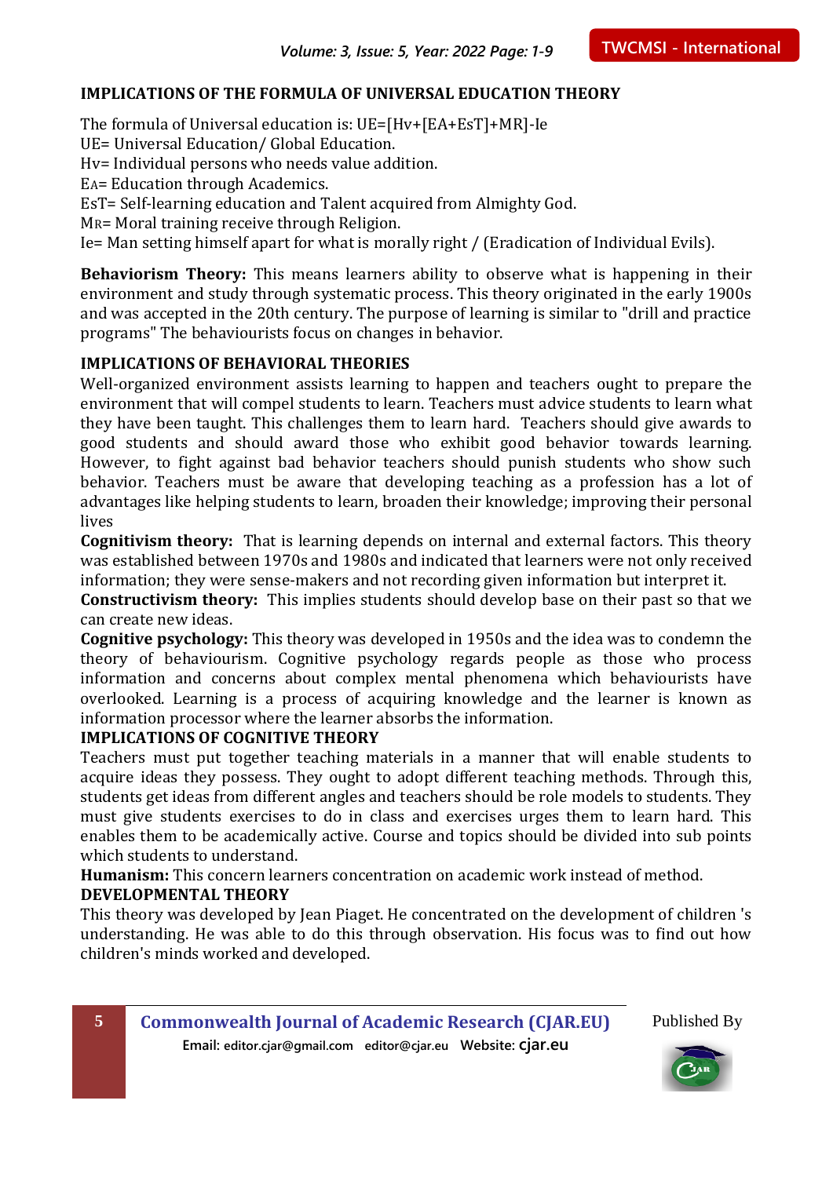## IMPLICATIONS OF THE FORMULA OF UNIVERSAL EDUCATION THEORY

The formula of Universal education is: UE=[Hv+[EA+EsT]+MR]-Ie

UE= Universal Education/ Global Education.

Hv= Individual persons who needs value addition.

EA= Education through Academics.

EsT= Self-learning education and Talent acquired from Almighty God.

MR= Moral training receive through Religion.

Ie= Man setting himself apart for what is morally right / (Eradication of Individual Evils).

**Behaviorism Theory:** This means learners ability to observe what is happening in their environment and study through systematic process. This theory originated in the early 1900s and was accepted in the 20th century. The purpose of learning is similar to "drill and practice programs" The behaviourists focus on changes in behavior.

## IMPLICATIONS OF BEHAVIORAL THEORIES

Well-organized environment assists learning to happen and teachers ought to prepare the environment that will compel students to learn. Teachers must advice students to learn what they have been taught. This challenges them to learn hard. Teachers should give awards to good students and should award those who exhibit good behavior towards learning. However, to fight against bad behavior teachers should punish students who show such behavior. Teachers must be aware that developing teaching as a profession has a lot of advantages like helping students to learn, broaden their knowledge; improving their personal lives

**Cognitivism theory:** That is learning depends on internal and external factors. This theory was established between 1970s and 1980s and indicated that learners were not only received information; they were sense-makers and not recording given information but interpret it.

**Constructivism theory:** This implies students should develop base on their past so that we can create new ideas.

**Cognitive psychology:** This theory was developed in 1950s and the idea was to condemn the theory of behaviourism. Cognitive psychology regards people as those who process information and concerns about complex mental phenomena which behaviourists have overlooked. Learning is a process of acquiring knowledge and the learner is known as information processor where the learner absorbs the information.

## IMPLICATIONS OF COGNITIVE THEORY

Teachers must put together teaching materials in a manner that will enable students to acquire ideas they possess. They ought to adopt different teaching methods. Through this, students get ideas from different angles and teachers should be role models to students. They must give students exercises to do in class and exercises urges them to learn hard. This enables them to be academically active. Course and topics should be divided into sub points which students to understand.

**Humanism:** This concern learners concentration on academic work instead of method.

## DEVELOPMENTAL THEORY

This theory was developed by Jean Piaget. He concentrated on the development of children 's understanding. He was able to do this through observation. His focus was to find out how children's minds worked and developed.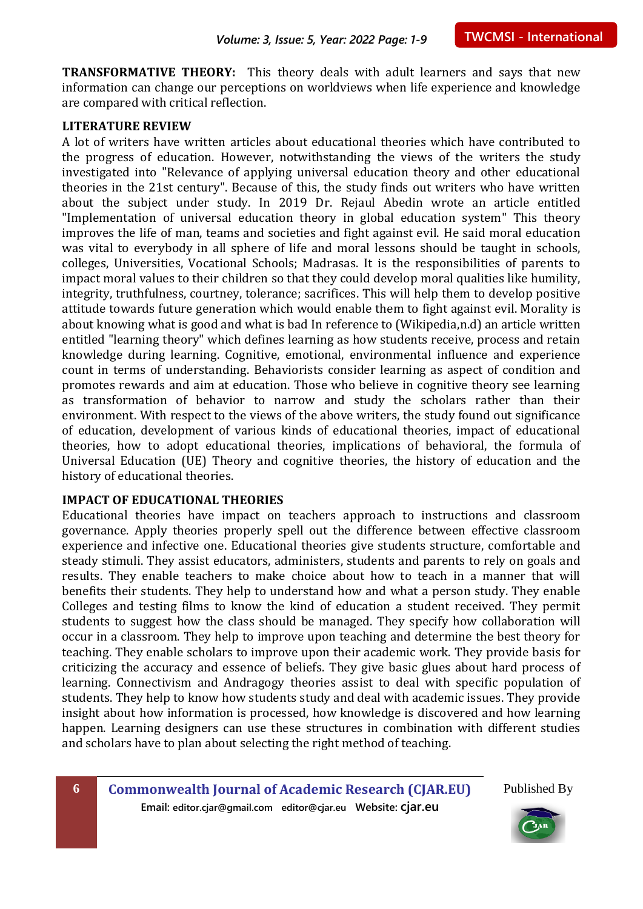**TRANSFORMATIVE THEORY:** This theory deals with adult learners and says that new information can change our perceptions on worldviews when life experience and knowledge are compared with critical reflection.

## LITERATURE REVIEW

A lot of writers have written articles about educational theories which have contributed to the progress of education. However, notwithstanding the views of the writers the study investigated into "Relevance of applying universal education theory and other educational theories in the 21st century". Because of this, the study finds out writers who have written about the subject under study. In 2019 Dr. Rejaul Abedin wrote an article entitled "Implementation of universal education theory in global education system" This theory improves the life of man, teams and societies and fight against evil. He said moral education was vital to everybody in all sphere of life and moral lessons should be taught in schools, colleges, Universities, Vocational Schools; Madrasas. It is the responsibilities of parents to impact moral values to their children so that they could develop moral qualities like humility, integrity, truthfulness, courtney, tolerance; sacrifices. This will help them to develop positive attitude towards future generation which would enable them to fight against evil. Morality is about knowing what is good and what is bad In reference to (Wikipedia,n.d) an article written entitled "learning theory" which defines learning as how students receive, process and retain knowledge during learning. Cognitive, emotional, environmental influence and experience count in terms of understanding. Behaviorists consider learning as aspect of condition and promotes rewards and aim at education. Those who believe in cognitive theory see learning as transformation of behavior to narrow and study the scholars rather than their environment. With respect to the views of the above writers, the study found out significance of education, development of various kinds of educational theories, impact of educational theories, how to adopt educational theories, implications of behavioral, the formula of Universal Education (UE) Theory and cognitive theories, the history of education and the history of educational theories.

## IMPACT OF EDUCATIONAL THEORIES

Educational theories have impact on teachers approach to instructions and classroom governance. Apply theories properly spell out the difference between effective classroom experience and infective one. Educational theories give students structure, comfortable and steady stimuli. They assist educators, administers, students and parents to rely on goals and results. They enable teachers to make choice about how to teach in a manner that will benefits their students. They help to understand how and what a person study. They enable Colleges and testing films to know the kind of education a student received. They permit students to suggest how the class should be managed. They specify how collaboration will occur in a classroom. They help to improve upon teaching and determine the best theory for teaching. They enable scholars to improve upon their academic work. They provide basis for criticizing the accuracy and essence of beliefs. They give basic glues about hard process of learning. Connectivism and Andragogy theories assist to deal with specific population of students. They help to know how students study and deal with academic issues. They provide insight about how information is processed, how knowledge is discovered and how learning happen. Learning designers can use these structures in combination with different studies and scholars have to plan about selecting the right method of teaching.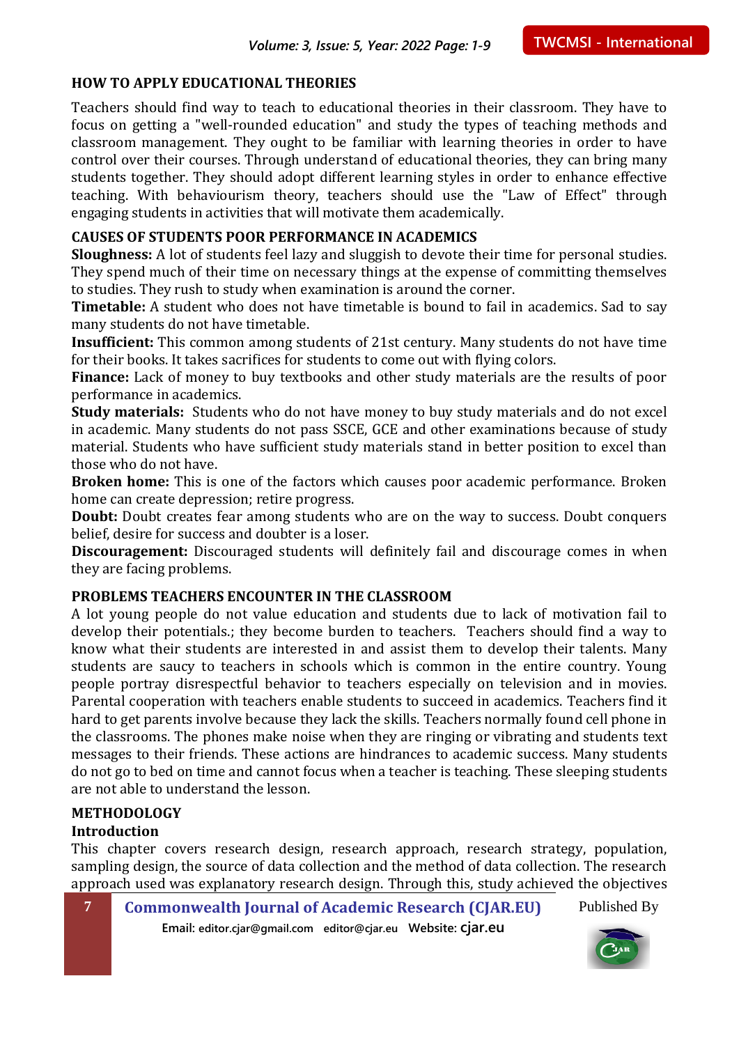## HOW TO APPLY EDUCATIONAL THEORIES

Teachers should find way to teach to educational theories in their classroom. They have to focus on getting a "well-rounded education" and study the types of teaching methods and classroom management. They ought to be familiar with learning theories in order to have control over their courses. Through understand of educational theories, they can bring many students together. They should adopt different learning styles in order to enhance effective teaching. With behaviourism theory, teachers should use the "Law of Effect" through engaging students in activities that will motivate them academically.

## CAUSES OF STUDENTS POOR PERFORMANCE IN ACADEMICS

**Sloughness:** A lot of students feel lazy and sluggish to devote their time for personal studies. They spend much of their time on necessary things at the expense of committing themselves to studies. They rush to study when examination is around the corner.

**Timetable:** A student who does not have timetable is bound to fail in academics. Sad to say many students do not have timetable.

**Insufficient:** This common among students of 21st century. Many students do not have time for their books. It takes sacrifices for students to come out with flying colors.

**Finance:** Lack of money to buy textbooks and other study materials are the results of poor performance in academics.

**Study materials:** Students who do not have money to buy study materials and do not excel in academic. Many students do not pass SSCE, GCE and other examinations because of study material. Students who have sufficient study materials stand in better position to excel than those who do not have.

**Broken home:** This is one of the factors which causes poor academic performance. Broken home can create depression; retire progress.

**Doubt:** Doubt creates fear among students who are on the way to success. Doubt conquers belief, desire for success and doubter is a loser.

**Discouragement:** Discouraged students will definitely fail and discourage comes in when they are facing problems.

## PROBLEMS TEACHERS ENCOUNTER IN THE CLASSROOM

A lot young people do not value education and students due to lack of motivation fail to develop their potentials.; they become burden to teachers. Teachers should find a way to know what their students are interested in and assist them to develop their talents. Many students are saucy to teachers in schools which is common in the entire country. Young people portray disrespectful behavior to teachers especially on television and in movies. Parental cooperation with teachers enable students to succeed in academics. Teachers find it hard to get parents involve because they lack the skills. Teachers normally found cell phone in the classrooms. The phones make noise when they are ringing or vibrating and students text messages to their friends. These actions are hindrances to academic success. Many students do not go to bed on time and cannot focus when a teacher is teaching. These sleeping students are not able to understand the lesson.

## METHODOLOGY

### Introduction

This chapter covers research design, research approach, research strategy, population, sampling design, the source of data collection and the method of data collection. The research approach used was explanatory research design. Through this, study achieved the objectives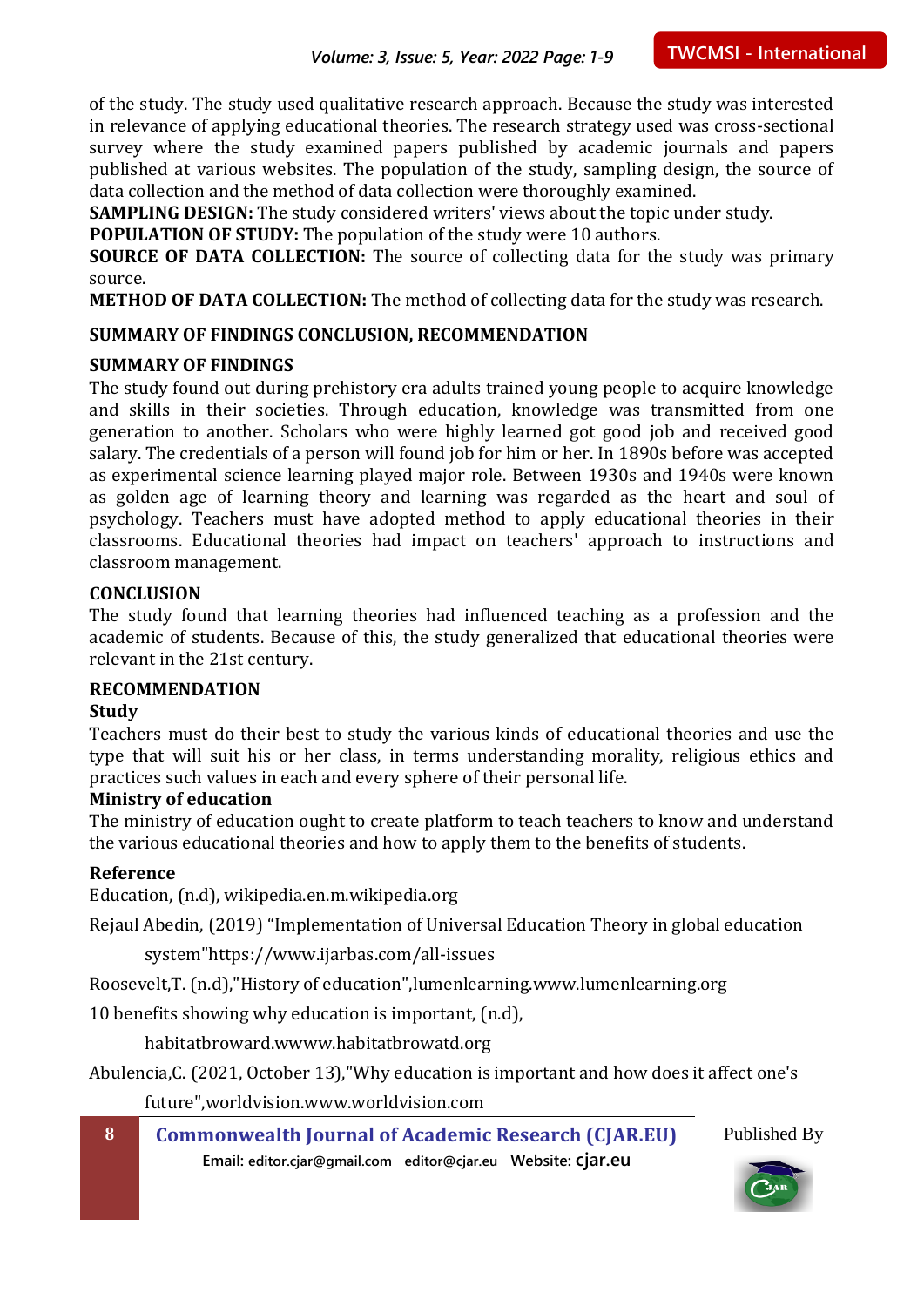of the study. The study used qualitative research approach. Because the study was interested in relevance of applying educational theories. The research strategy used was cross-sectional survey where the study examined papers published by academic journals and papers published at various websites. The population of the study, sampling design, the source of data collection and the method of data collection were thoroughly examined.

**SAMPLING DESIGN:** The study considered writers' views about the topic under study.

**POPULATION OF STUDY:** The population of the study were 10 authors.

**SOURCE OF DATA COLLECTION:** The source of collecting data for the study was primary source.

**METHOD OF DATA COLLECTION:** The method of collecting data for the study was research.

## SUMMARY OF FINDINGS CONCLUSION, RECOMMENDATION

### SUMMARY OF FINDINGS

The study found out during prehistory era adults trained young people to acquire knowledge and skills in their societies. Through education, knowledge was transmitted from one generation to another. Scholars who were highly learned got good job and received good salary. The credentials of a person will found job for him or her. In 1890s before was accepted as experimental science learning played major role. Between 1930s and 1940s were known as golden age of learning theory and learning was regarded as the heart and soul of psychology. Teachers must have adopted method to apply educational theories in their classrooms. Educational theories had impact on teachers' approach to instructions and classroom management.

### CONCLUSION

The study found that learning theories had influenced teaching as a profession and the academic of students. Because of this, the study generalized that educational theories were relevant in the 21st century.

### RECOMMENDATION

**Study**

Teachers must do their best to study the various kinds of educational theories and use the type that will suit his or her class, in terms understanding morality, religious ethics and practices such values in each and every sphere of their personal life.

**Ministry of education**

The ministry of education ought to create platform to teach teachers to know and understand the various educational theories and how to apply them to the benefits of students.

### Reference

Education, (n.d), wikipedia.en.m.wikipedia.org

Rejaul Abedin, (2019) "Implementation of Universal Education Theory in global education system"https://www.ijarbas.com/all-issues

Roosevelt,T. (n.d),"History of education",lumenlearning.www.lumenlearning.org

10 benefits showing why education is important, (n.d), habitatbroward.wwww.habitatbrowatd.org

Abulencia,C. (2021, October 13),"Why education is important and how does it affect one's future",worldvision.www.worldvision.com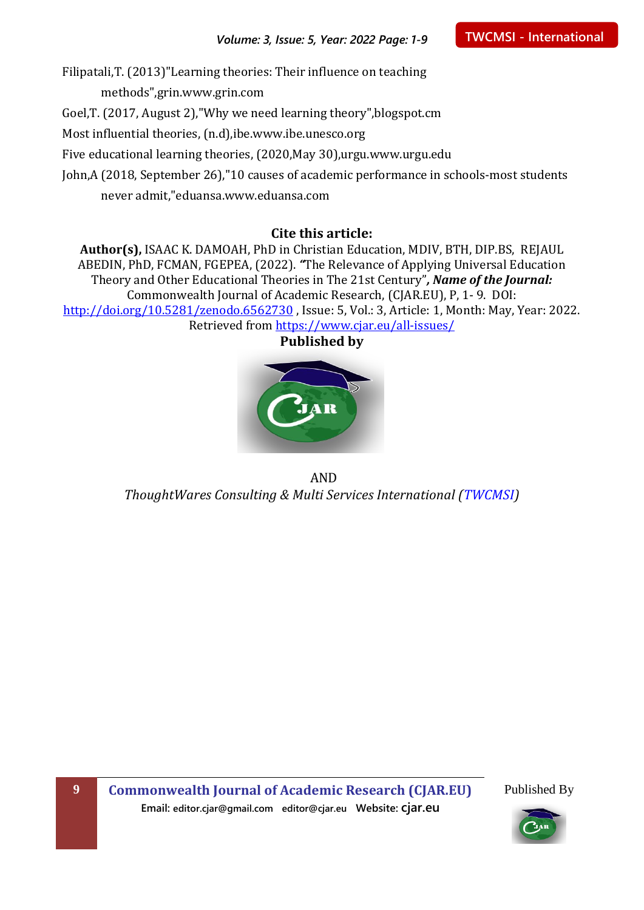Filipatali,T. (2013)"Learning theories: Their influence on teaching methods",grin.www.grin.com

Goel,T. (2017, August 2),"Why we need learning theory",blogspot.cm

Most influential theories, (n.d),ibe.www.ibe.unesco.org

Five educational learning theories, (2020,May 30),urgu.www.urgu.edu

John,A (2018, September 26),"10 causes of academic performance in schools-most students never admit,"eduansa.www.eduansa.com

**Cite this article:**

**Author(s),** ISAAC K. DAMOAH, PhD in Christian Education, MDIV, BTH, DIP.BS, REJAUL ABEDIN, PhD, FCMAN, FGEPEA, (2022). ***"***The Relevance of Applying Universal Education Theory and Other Educational Theories in The 21st Century"***, Name of the Journal:*** Commonwealth Journal of Academic Research, (CJAR.EU), P, 1- 9. DOI: [http://doi.org/10.5281/zenodo.6562730](http://doi.org/10.5281/zenodo.6562730) , Issue: 5, Vol.: 3, Article: 1, Month: May, Year: 2022. Retrieved from [https://www.cjar.eu/all-issues/](https://www.cjar.eu/all-issues/)

**Published by**

AND

*ThoughtWares Consulting & Multi Services International (TWCMSI)*